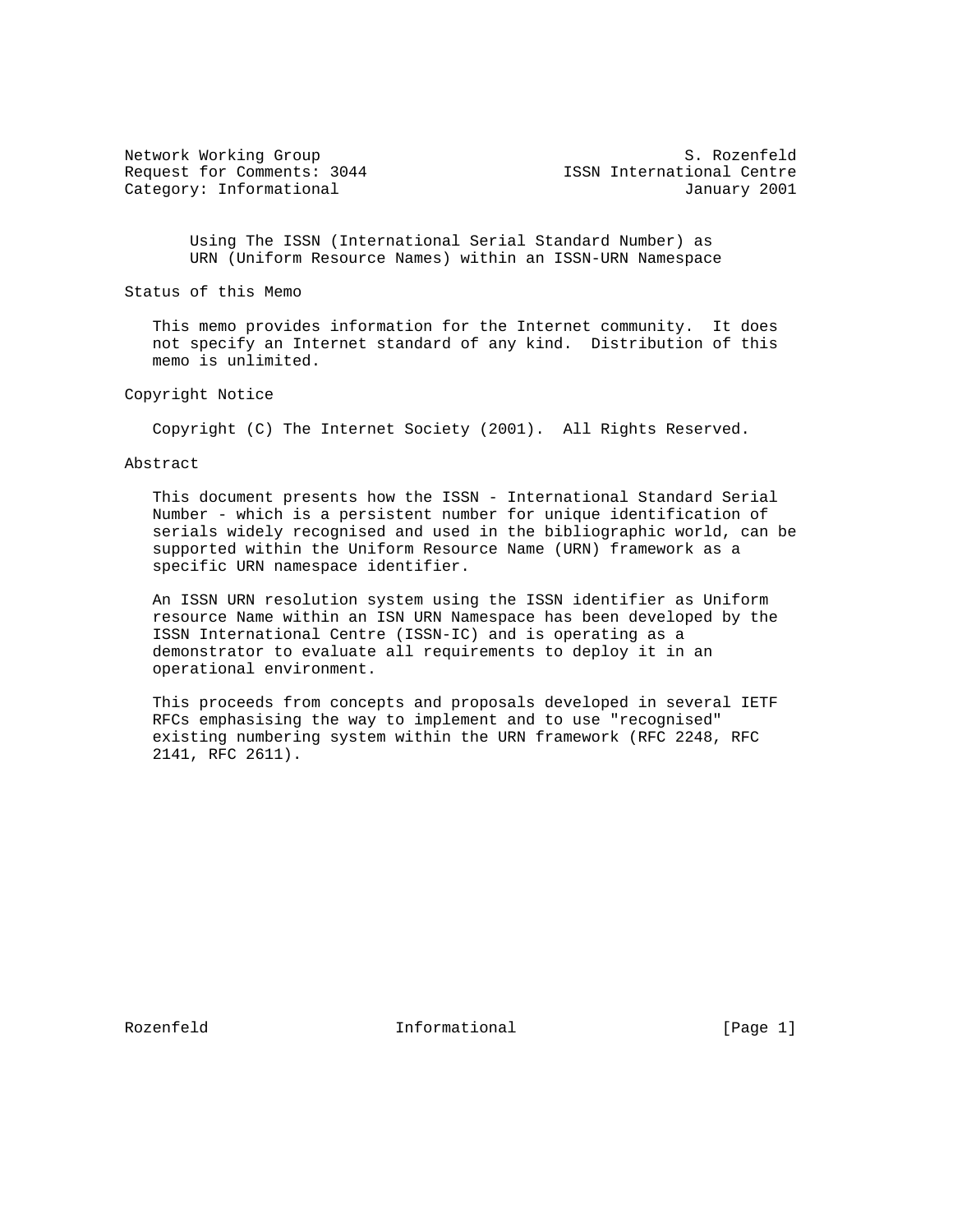Network Working Group S. Rozenfeld
Request for Comments: 3044 ISSN International Centre
Category: Informational January 2001

# Using The ISSN (International Serial Standard Number) as URN (Uniform Resource Names) within an ISSN-URN Namespace

## Status of this Memo

This memo provides information for the Internet community. It does not specify an Internet standard of any kind. Distribution of this memo is unlimited.

## Copyright Notice

Copyright (C) The Internet Society (2001). All Rights Reserved.

## Abstract

This document presents how the ISSN - International Standard Serial Number - which is a persistent number for unique identification of serials widely recognised and used in the bibliographic world, can be supported within the Uniform Resource Name (URN) framework as a specific URN namespace identifier.

An ISSN URN resolution system using the ISSN identifier as Uniform resource Name within an ISN URN Namespace has been developed by the ISSN International Centre (ISSN-IC) and is operating as a demonstrator to evaluate all requirements to deploy it in an operational environment.

This proceeds from concepts and proposals developed in several IETF RFCs emphasising the way to implement and to use "recognised" existing numbering system within the URN framework (RFC 2248, RFC 2141, RFC 2611).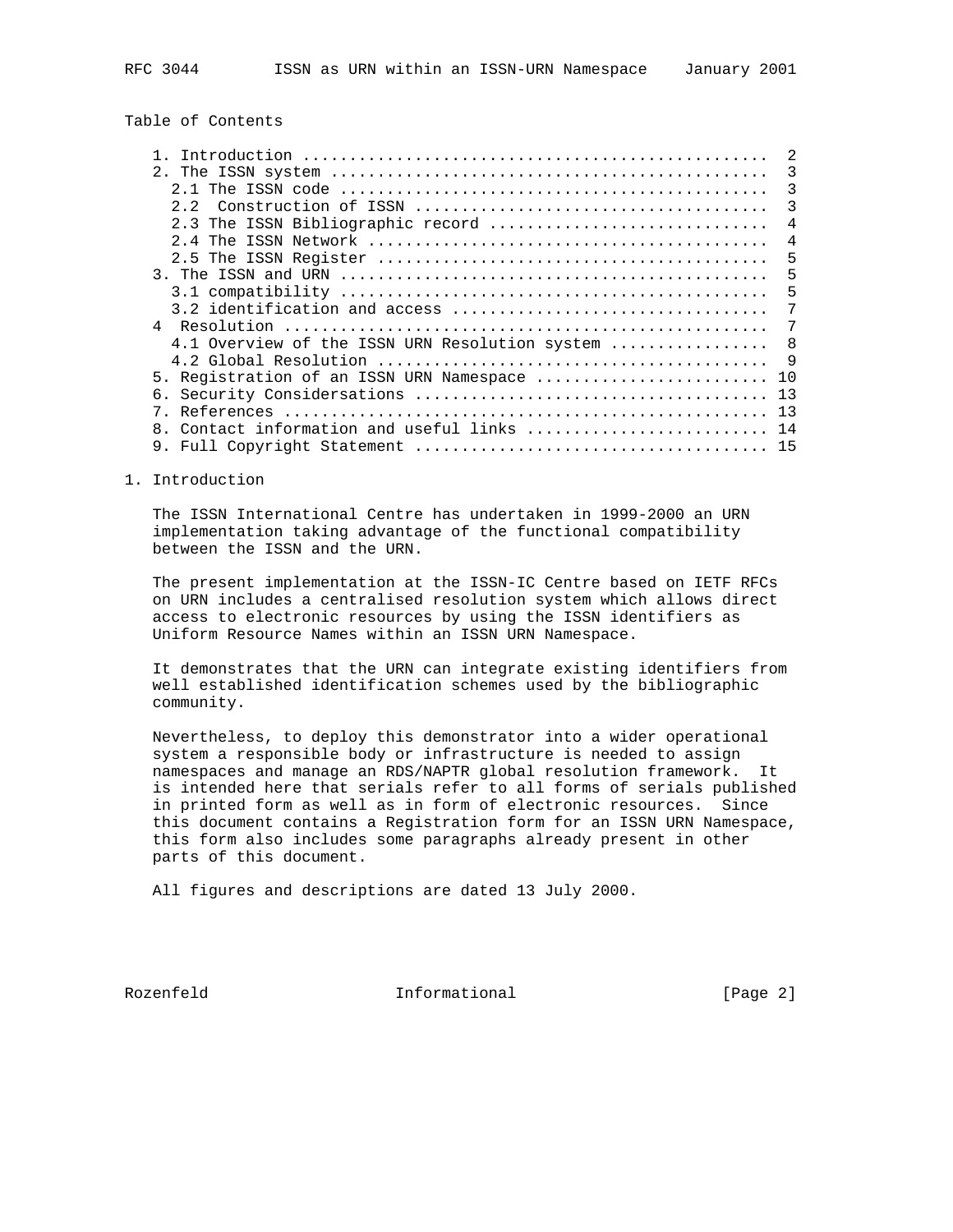Table of Contents

```
   1. Introduction .................................................  2
   2. The ISSN system ..............................................  3
     2.1 The ISSN code .............................................  3
     2.2  Construction of ISSN .....................................  3
     2.3 The ISSN Bibliographic record .............................  4
     2.4 The ISSN Network ..........................................  4
     2.5 The ISSN Register .........................................  5
   3. The ISSN and URN .............................................  5
     3.1 compatibility .............................................  5
     3.2 identification and access .................................  7
   4  Resolution ...................................................  7
     4.1 Overview of the ISSN URN Resolution system ................  8
     4.2 Global Resolution .........................................  9
   5. Registration of an ISSN URN Namespace ......................... 10
   6. Security Considersations ...................................... 13
   7. References .................................................... 13
   8. Contact information and useful links .......................... 14
   9. Full Copyright Statement ...................................... 15
```

# 1. Introduction

The ISSN International Centre has undertaken in 1999-2000 an URN implementation taking advantage of the functional compatibility between the ISSN and the URN.

The present implementation at the ISSN-IC Centre based on IETF RFCs on URN includes a centralised resolution system which allows direct access to electronic resources by using the ISSN identifiers as Uniform Resource Names within an ISSN URN Namespace.

It demonstrates that the URN can integrate existing identifiers from well established identification schemes used by the bibliographic community.

Nevertheless, to deploy this demonstrator into a wider operational system a responsible body or infrastructure is needed to assign namespaces and manage an RDS/NAPTR global resolution framework. It is intended here that serials refer to all forms of serials published in printed form as well as in form of electronic resources. Since this document contains a Registration form for an ISSN URN Namespace, this form also includes some paragraphs already present in other parts of this document.

All figures and descriptions are dated 13 July 2000.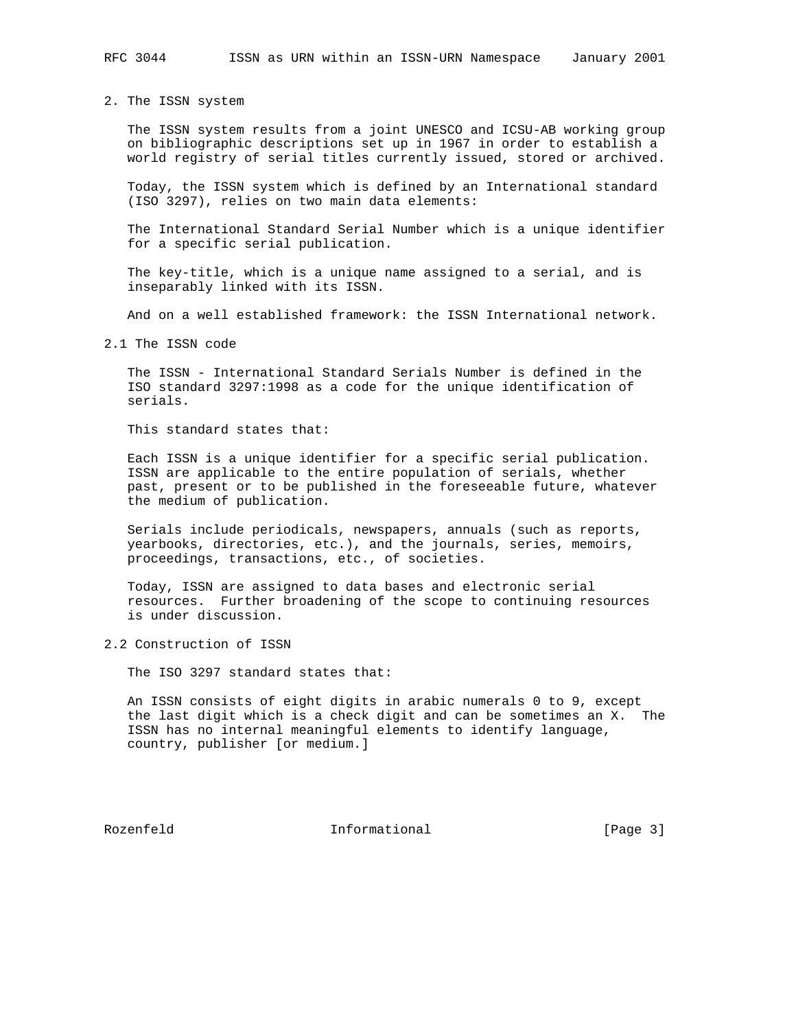## 2. The ISSN system

The ISSN system results from a joint UNESCO and ICSU-AB working group on bibliographic descriptions set up in 1967 in order to establish a world registry of serial titles currently issued, stored or archived.

Today, the ISSN system which is defined by an International standard (ISO 3297), relies on two main data elements:

The International Standard Serial Number which is a unique identifier for a specific serial publication.

The key-title, which is a unique name assigned to a serial, and is inseparably linked with its ISSN.

And on a well established framework: the ISSN International network.

### 2.1 The ISSN code

The ISSN - International Standard Serials Number is defined in the ISO standard 3297:1998 as a code for the unique identification of serials.

This standard states that:

Each ISSN is a unique identifier for a specific serial publication. ISSN are applicable to the entire population of serials, whether past, present or to be published in the foreseeable future, whatever the medium of publication.

Serials include periodicals, newspapers, annuals (such as reports, yearbooks, directories, etc.), and the journals, series, memoirs, proceedings, transactions, etc., of societies.

Today, ISSN are assigned to data bases and electronic serial resources. Further broadening of the scope to continuing resources is under discussion.

### 2.2 Construction of ISSN

The ISO 3297 standard states that:

An ISSN consists of eight digits in arabic numerals 0 to 9, except the last digit which is a check digit and can be sometimes an X. The ISSN has no internal meaningful elements to identify language, country, publisher [or medium.]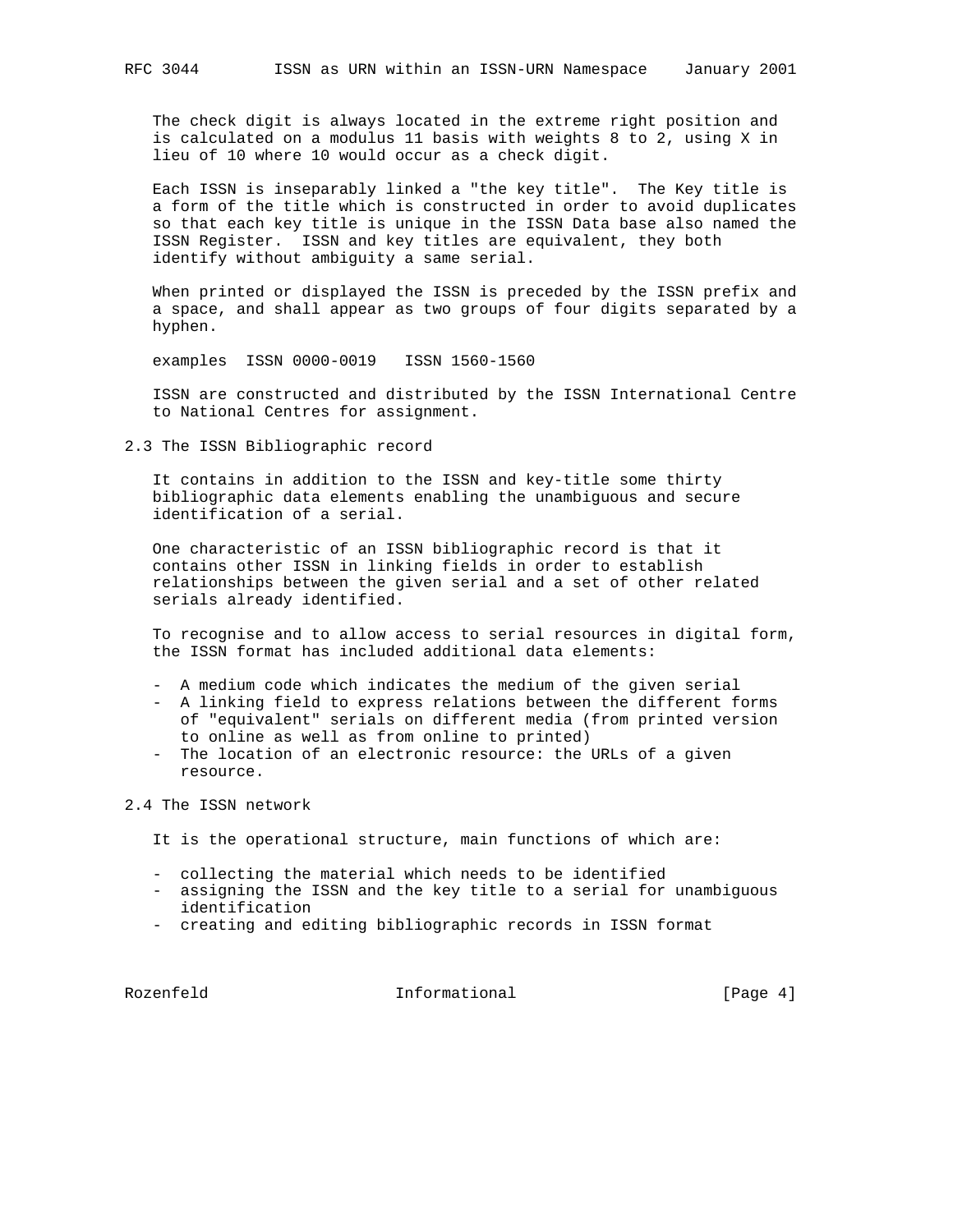The check digit is always located in the extreme right position and is calculated on a modulus 11 basis with weights 8 to 2, using X in lieu of 10 where 10 would occur as a check digit.

Each ISSN is inseparably linked a "the key title". The Key title is a form of the title which is constructed in order to avoid duplicates so that each key title is unique in the ISSN Data base also named the ISSN Register. ISSN and key titles are equivalent, they both identify without ambiguity a same serial.

When printed or displayed the ISSN is preceded by the ISSN prefix and a space, and shall appear as two groups of four digits separated by a hyphen.

examples  ISSN 0000-0019   ISSN 1560-1560

ISSN are constructed and distributed by the ISSN International Centre to National Centres for assignment.

## 2.3 The ISSN Bibliographic record

It contains in addition to the ISSN and key-title some thirty bibliographic data elements enabling the unambiguous and secure identification of a serial.

One characteristic of an ISSN bibliographic record is that it contains other ISSN in linking fields in order to establish relationships between the given serial and a set of other related serials already identified.

To recognise and to allow access to serial resources in digital form, the ISSN format has included additional data elements:

- A medium code which indicates the medium of the given serial
- A linking field to express relations between the different forms of "equivalent" serials on different media (from printed version to online as well as from online to printed)
- The location of an electronic resource: the URLs of a given resource.

## 2.4 The ISSN network

It is the operational structure, main functions of which are:

- collecting the material which needs to be identified
- assigning the ISSN and the key title to a serial for unambiguous identification
- creating and editing bibliographic records in ISSN format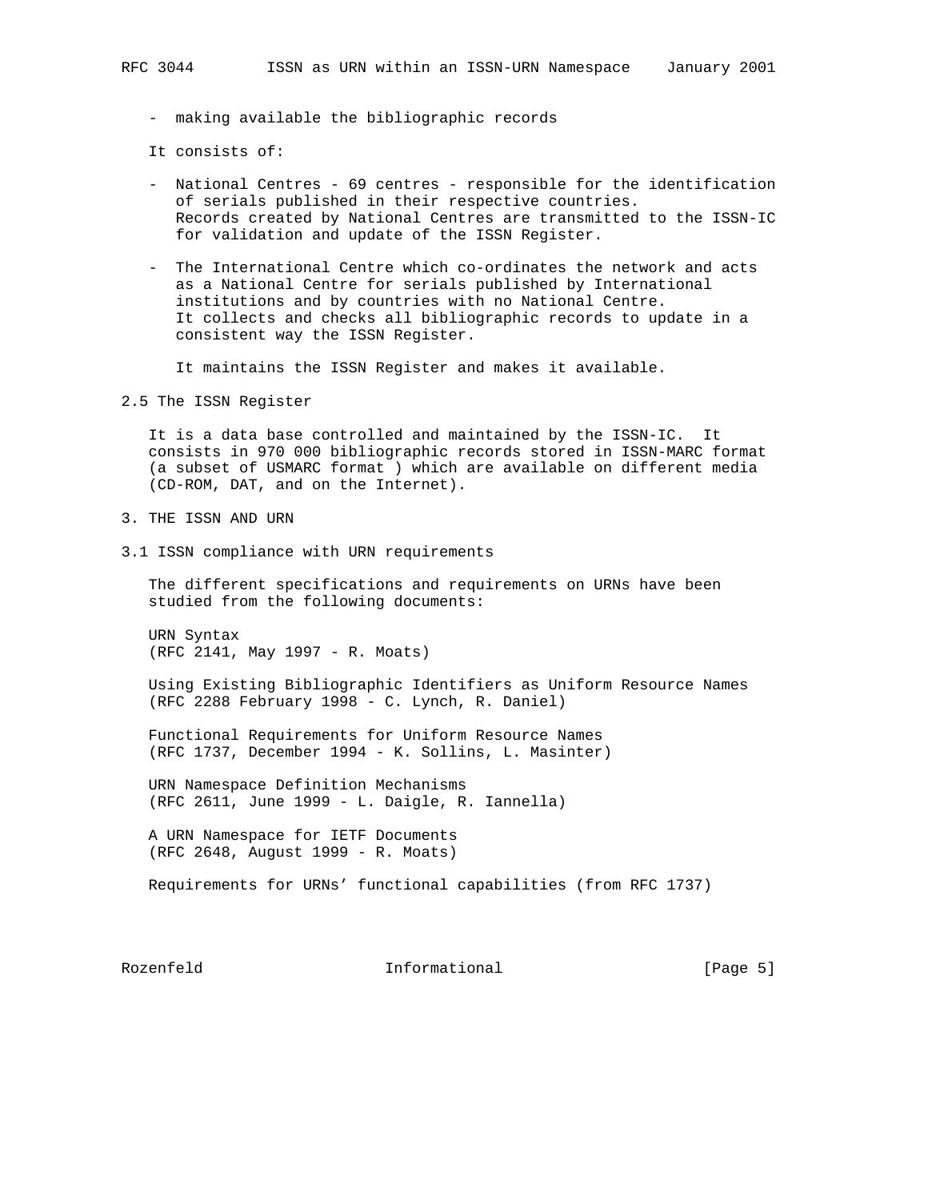- making available the bibliographic records

It consists of:

- National Centres - 69 centres - responsible for the identification of serials published in their respective countries. Records created by National Centres are transmitted to the ISSN-IC for validation and update of the ISSN Register.

- The International Centre which co-ordinates the network and acts as a National Centre for serials published by International institutions and by countries with no National Centre. It collects and checks all bibliographic records to update in a consistent way the ISSN Register.

  It maintains the ISSN Register and makes it available.

## 2.5 The ISSN Register

It is a data base controlled and maintained by the ISSN-IC. It consists in 970 000 bibliographic records stored in ISSN-MARC format (a subset of USMARC format ) which are available on different media (CD-ROM, DAT, and on the Internet).

# 3. THE ISSN AND URN

## 3.1 ISSN compliance with URN requirements

The different specifications and requirements on URNs have been studied from the following documents:

URN Syntax
(RFC 2141, May 1997 - R. Moats)

Using Existing Bibliographic Identifiers as Uniform Resource Names
(RFC 2288 February 1998 - C. Lynch, R. Daniel)

Functional Requirements for Uniform Resource Names
(RFC 1737, December 1994 - K. Sollins, L. Masinter)

URN Namespace Definition Mechanisms
(RFC 2611, June 1999 - L. Daigle, R. Iannella)

A URN Namespace for IETF Documents
(RFC 2648, August 1999 - R. Moats)

Requirements for URNs' functional capabilities (from RFC 1737)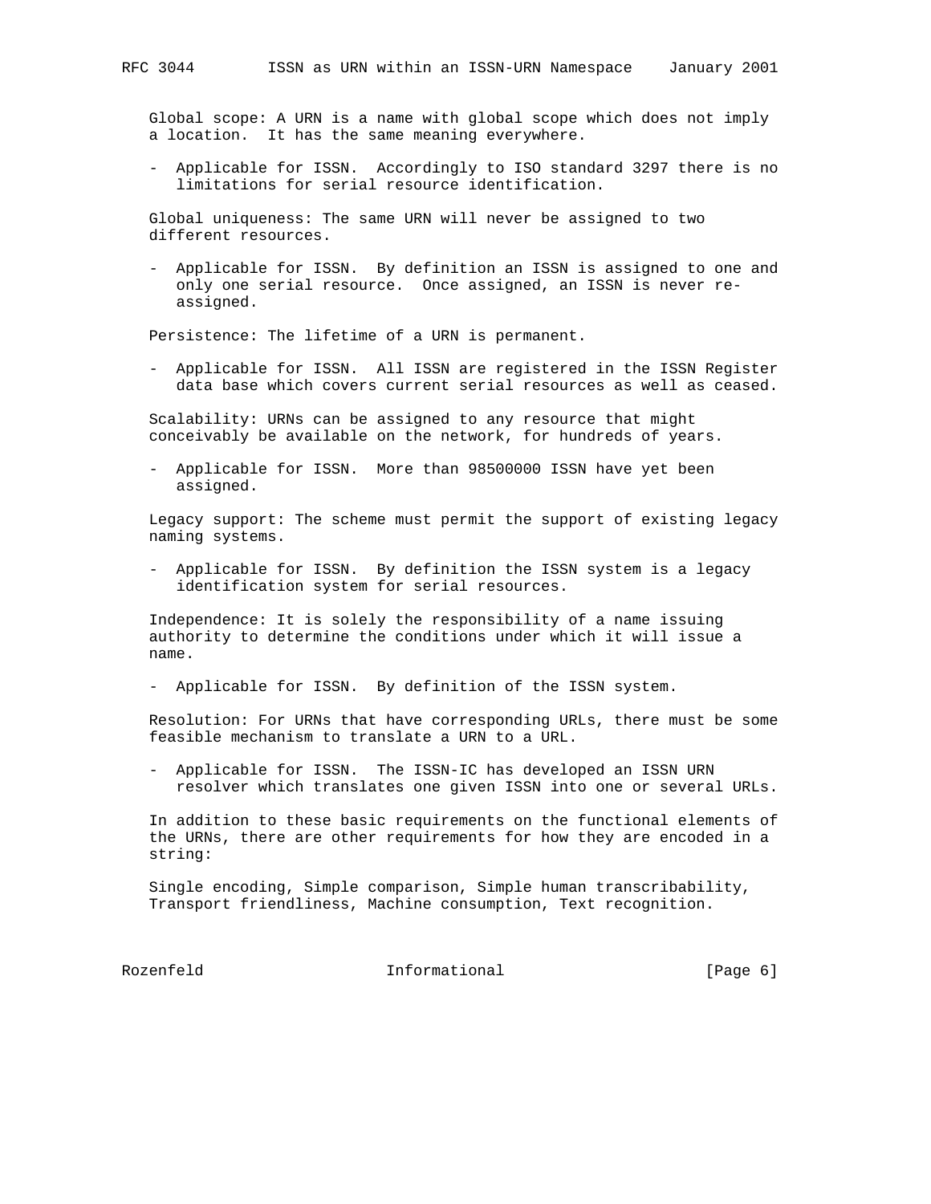Global scope: A URN is a name with global scope which does not imply a location. It has the same meaning everywhere.

- Applicable for ISSN. Accordingly to ISO standard 3297 there is no limitations for serial resource identification.

Global uniqueness: The same URN will never be assigned to two different resources.

- Applicable for ISSN. By definition an ISSN is assigned to one and only one serial resource. Once assigned, an ISSN is never re-assigned.

Persistence: The lifetime of a URN is permanent.

- Applicable for ISSN. All ISSN are registered in the ISSN Register data base which covers current serial resources as well as ceased.

Scalability: URNs can be assigned to any resource that might conceivably be available on the network, for hundreds of years.

- Applicable for ISSN. More than 98500000 ISSN have yet been assigned.

Legacy support: The scheme must permit the support of existing legacy naming systems.

- Applicable for ISSN. By definition the ISSN system is a legacy identification system for serial resources.

Independence: It is solely the responsibility of a name issuing authority to determine the conditions under which it will issue a name.

- Applicable for ISSN. By definition of the ISSN system.

Resolution: For URNs that have corresponding URLs, there must be some feasible mechanism to translate a URN to a URL.

- Applicable for ISSN. The ISSN-IC has developed an ISSN URN resolver which translates one given ISSN into one or several URLs.

In addition to these basic requirements on the functional elements of the URNs, there are other requirements for how they are encoded in a string:

Single encoding, Simple comparison, Simple human transcribability, Transport friendliness, Machine consumption, Text recognition.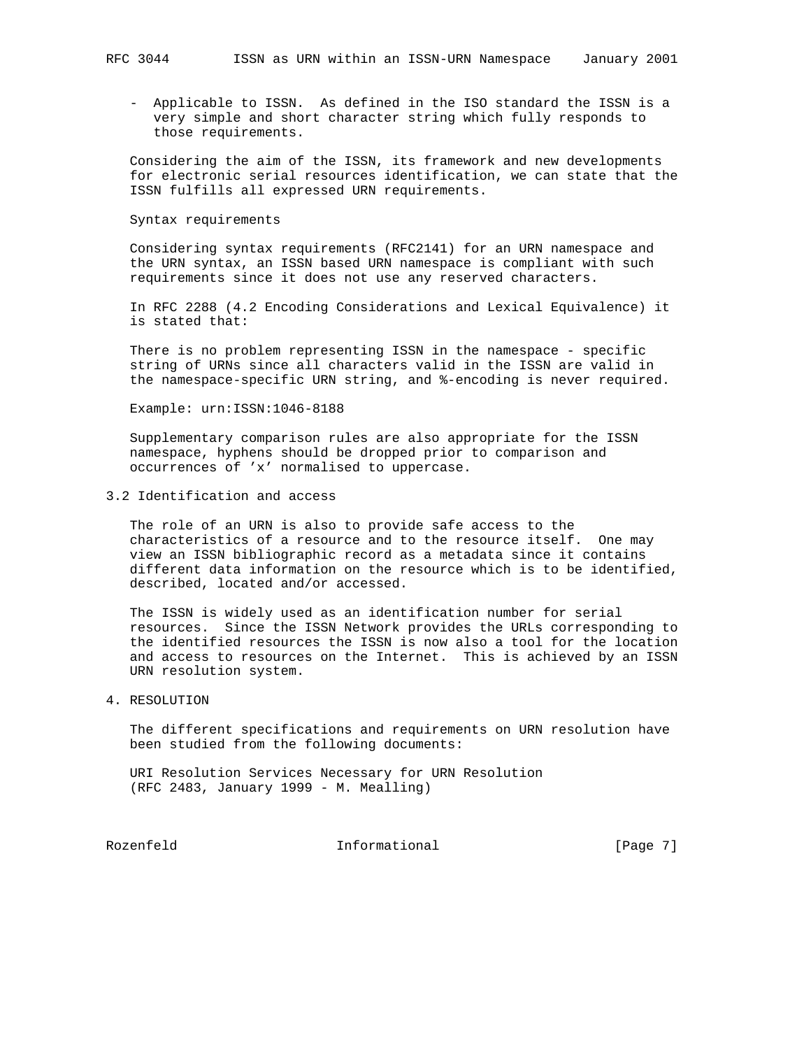- Applicable to ISSN. As defined in the ISO standard the ISSN is a very simple and short character string which fully responds to those requirements.

Considering the aim of the ISSN, its framework and new developments for electronic serial resources identification, we can state that the ISSN fulfills all expressed URN requirements.

Syntax requirements

Considering syntax requirements (RFC2141) for an URN namespace and the URN syntax, an ISSN based URN namespace is compliant with such requirements since it does not use any reserved characters.

In RFC 2288 (4.2 Encoding Considerations and Lexical Equivalence) it is stated that:

There is no problem representing ISSN in the namespace - specific string of URNs since all characters valid in the ISSN are valid in the namespace-specific URN string, and %-encoding is never required.

Example: urn:ISSN:1046-8188

Supplementary comparison rules are also appropriate for the ISSN namespace, hyphens should be dropped prior to comparison and occurrences of 'x' normalised to uppercase.

### 3.2 Identification and access

The role of an URN is also to provide safe access to the characteristics of a resource and to the resource itself. One may view an ISSN bibliographic record as a metadata since it contains different data information on the resource which is to be identified, described, located and/or accessed.

The ISSN is widely used as an identification number for serial resources. Since the ISSN Network provides the URLs corresponding to the identified resources the ISSN is now also a tool for the location and access to resources on the Internet. This is achieved by an ISSN URN resolution system.

## 4. RESOLUTION

The different specifications and requirements on URN resolution have been studied from the following documents:

URI Resolution Services Necessary for URN Resolution
(RFC 2483, January 1999 - M. Mealling)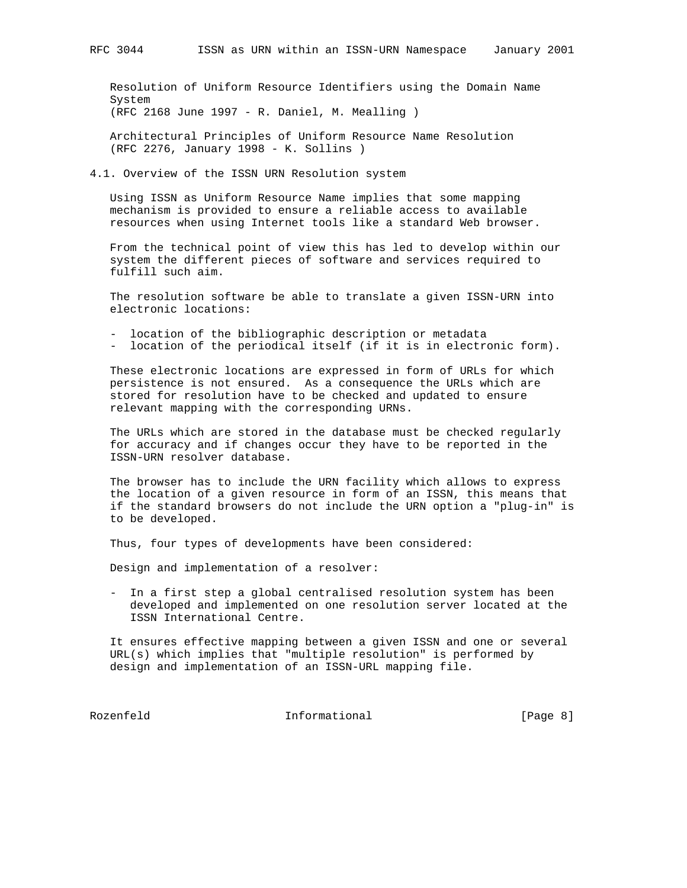Resolution of Uniform Resource Identifiers using the Domain Name System
(RFC 2168 June 1997 - R. Daniel, M. Mealling )

Architectural Principles of Uniform Resource Name Resolution
(RFC 2276, January 1998 - K. Sollins )

## 4.1. Overview of the ISSN URN Resolution system

Using ISSN as Uniform Resource Name implies that some mapping mechanism is provided to ensure a reliable access to available resources when using Internet tools like a standard Web browser.

From the technical point of view this has led to develop within our system the different pieces of software and services required to fulfill such aim.

The resolution software be able to translate a given ISSN-URN into electronic locations:

- location of the bibliographic description or metadata
- location of the periodical itself (if it is in electronic form).

These electronic locations are expressed in form of URLs for which persistence is not ensured. As a consequence the URLs which are stored for resolution have to be checked and updated to ensure relevant mapping with the corresponding URNs.

The URLs which are stored in the database must be checked regularly for accuracy and if changes occur they have to be reported in the ISSN-URN resolver database.

The browser has to include the URN facility which allows to express the location of a given resource in form of an ISSN, this means that if the standard browsers do not include the URN option a "plug-in" is to be developed.

Thus, four types of developments have been considered:

Design and implementation of a resolver:

- In a first step a global centralised resolution system has been developed and implemented on one resolution server located at the ISSN International Centre.

It ensures effective mapping between a given ISSN and one or several URL(s) which implies that "multiple resolution" is performed by design and implementation of an ISSN-URL mapping file.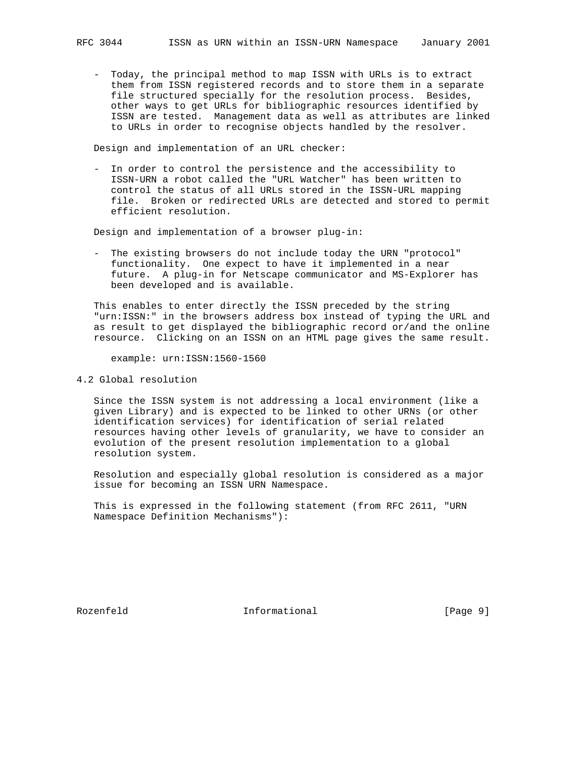- Today, the principal method to map ISSN with URLs is to extract them from ISSN registered records and to store them in a separate file structured specially for the resolution process. Besides, other ways to get URLs for bibliographic resources identified by ISSN are tested. Management data as well as attributes are linked to URLs in order to recognise objects handled by the resolver.

Design and implementation of an URL checker:

- In order to control the persistence and the accessibility to ISSN-URN a robot called the "URL Watcher" has been written to control the status of all URLs stored in the ISSN-URL mapping file. Broken or redirected URLs are detected and stored to permit efficient resolution.

Design and implementation of a browser plug-in:

- The existing browsers do not include today the URN "protocol" functionality. One expect to have it implemented in a near future. A plug-in for Netscape communicator and MS-Explorer has been developed and is available.

This enables to enter directly the ISSN preceded by the string "urn:ISSN:" in the browsers address box instead of typing the URL and as result to get displayed the bibliographic record or/and the online resource. Clicking on an ISSN on an HTML page gives the same result.

```
example: urn:ISSN:1560-1560
```

## 4.2 Global resolution

Since the ISSN system is not addressing a local environment (like a given Library) and is expected to be linked to other URNs (or other identification services) for identification of serial related resources having other levels of granularity, we have to consider an evolution of the present resolution implementation to a global resolution system.

Resolution and especially global resolution is considered as a major issue for becoming an ISSN URN Namespace.

This is expressed in the following statement (from RFC 2611, "URN Namespace Definition Mechanisms"):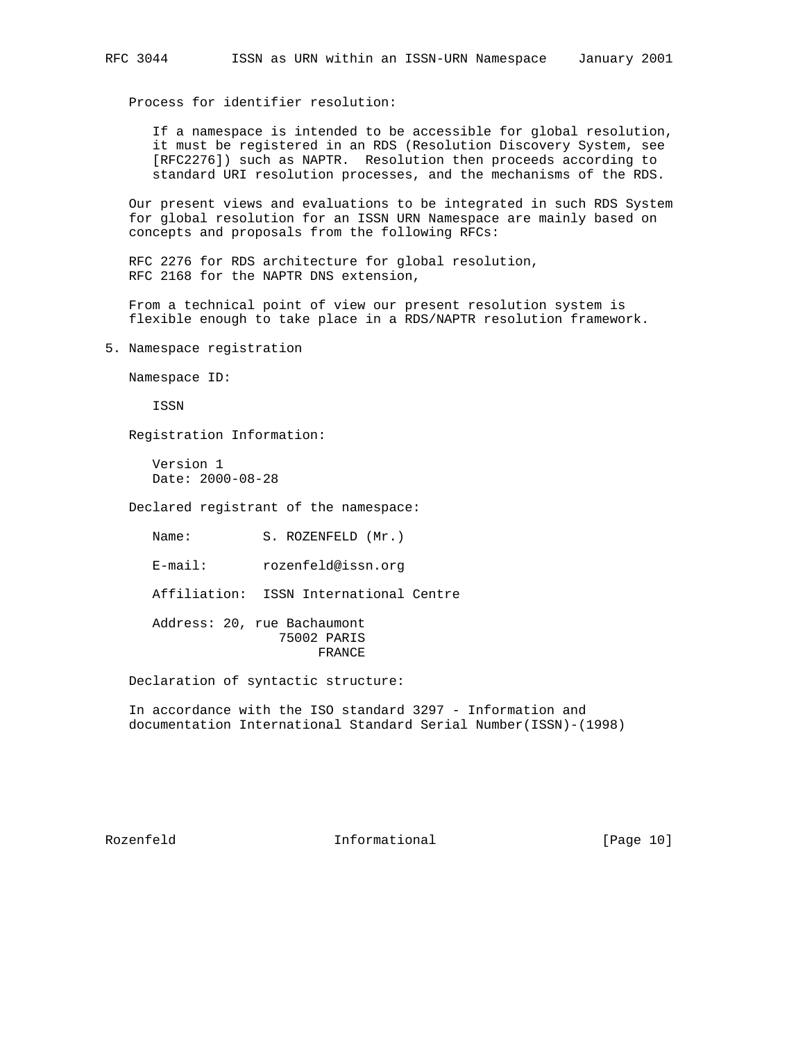Process for identifier resolution:

If a namespace is intended to be accessible for global resolution, it must be registered in an RDS (Resolution Discovery System, see [RFC2276]) such as NAPTR. Resolution then proceeds according to standard URI resolution processes, and the mechanisms of the RDS.

Our present views and evaluations to be integrated in such RDS System for global resolution for an ISSN URN Namespace are mainly based on concepts and proposals from the following RFCs:

RFC 2276 for RDS architecture for global resolution,
RFC 2168 for the NAPTR DNS extension,

From a technical point of view our present resolution system is flexible enough to take place in a RDS/NAPTR resolution framework.

## 5. Namespace registration

Namespace ID:

ISSN

Registration Information:

Version 1
Date: 2000-08-28

Declared registrant of the namespace:

Name: S. ROZENFELD (Mr.)

E-mail: rozenfeld@issn.org

Affiliation: ISSN International Centre

Address: 20, rue Bachaumont
75002 PARIS
FRANCE

Declaration of syntactic structure:

In accordance with the ISO standard 3297 - Information and documentation International Standard Serial Number(ISSN)-(1998)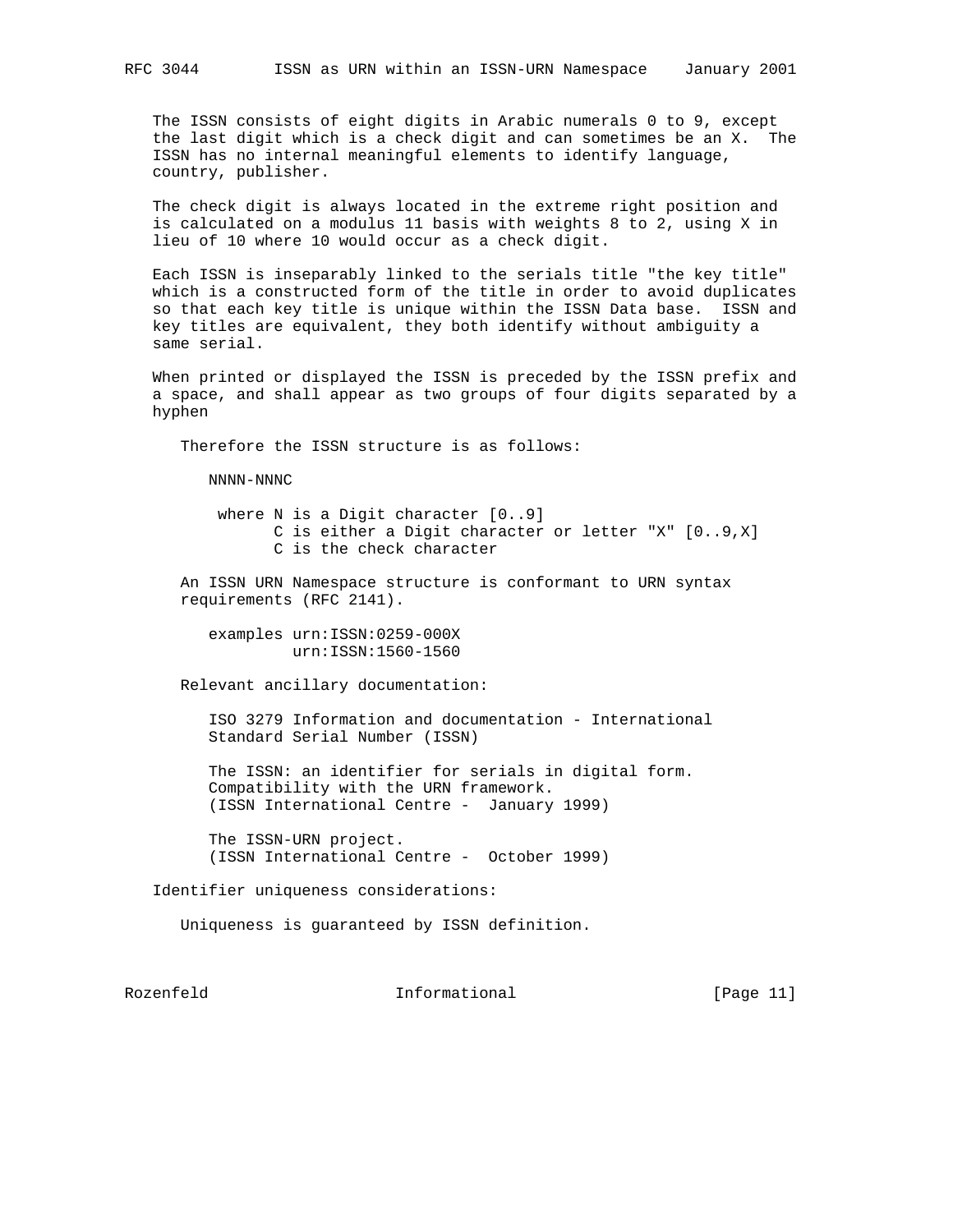The ISSN consists of eight digits in Arabic numerals 0 to 9, except the last digit which is a check digit and can sometimes be an X. The ISSN has no internal meaningful elements to identify language, country, publisher.

The check digit is always located in the extreme right position and is calculated on a modulus 11 basis with weights 8 to 2, using X in lieu of 10 where 10 would occur as a check digit.

Each ISSN is inseparably linked to the serials title "the key title" which is a constructed form of the title in order to avoid duplicates so that each key title is unique within the ISSN Data base. ISSN and key titles are equivalent, they both identify without ambiguity a same serial.

When printed or displayed the ISSN is preceded by the ISSN prefix and a space, and shall appear as two groups of four digits separated by a hyphen

Therefore the ISSN structure is as follows:

```
NNNN-NNNC

 where N is a Digit character [0..9]
       C is either a Digit character or letter "X" [0..9,X]
       C is the check character
```

An ISSN URN Namespace structure is conformant to URN syntax requirements (RFC 2141).

```
examples urn:ISSN:0259-000X
         urn:ISSN:1560-1560
```

Relevant ancillary documentation:

ISO 3279 Information and documentation - International Standard Serial Number (ISSN)

The ISSN: an identifier for serials in digital form. Compatibility with the URN framework. (ISSN International Centre - January 1999)

The ISSN-URN project. (ISSN International Centre - October 1999)

Identifier uniqueness considerations:

Uniqueness is guaranteed by ISSN definition.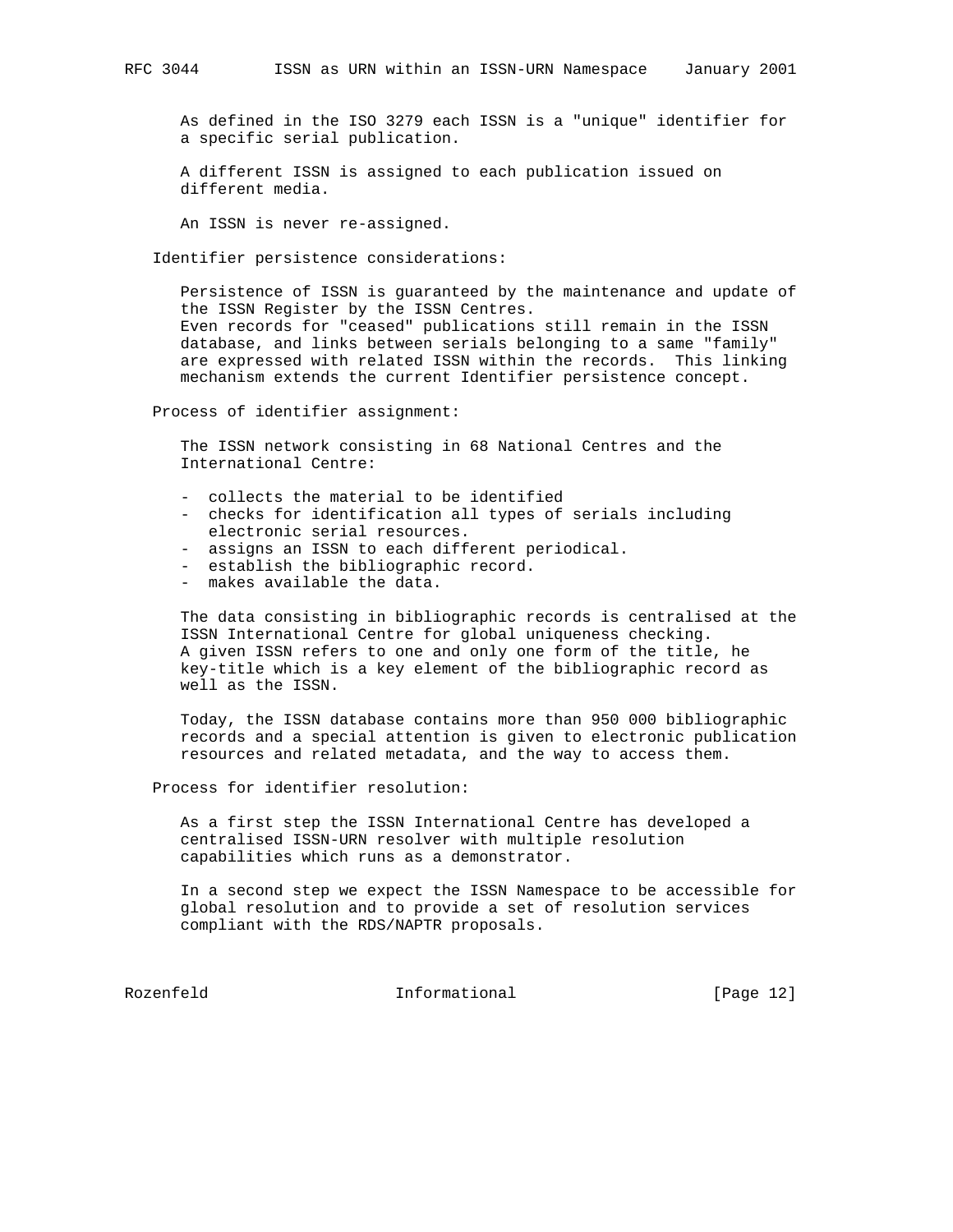As defined in the ISO 3279 each ISSN is a "unique" identifier for a specific serial publication.

A different ISSN is assigned to each publication issued on different media.

An ISSN is never re-assigned.

Identifier persistence considerations:

Persistence of ISSN is guaranteed by the maintenance and update of the ISSN Register by the ISSN Centres.
Even records for "ceased" publications still remain in the ISSN database, and links between serials belonging to a same "family" are expressed with related ISSN within the records.  This linking mechanism extends the current Identifier persistence concept.

Process of identifier assignment:

The ISSN network consisting in 68 National Centres and the International Centre:

- collects the material to be identified
- checks for identification all types of serials including electronic serial resources.
- assigns an ISSN to each different periodical.
- establish the bibliographic record.
- makes available the data.

The data consisting in bibliographic records is centralised at the ISSN International Centre for global uniqueness checking.
A given ISSN refers to one and only one form of the title, he key-title which is a key element of the bibliographic record as well as the ISSN.

Today, the ISSN database contains more than 950 000 bibliographic records and a special attention is given to electronic publication resources and related metadata, and the way to access them.

Process for identifier resolution:

As a first step the ISSN International Centre has developed a centralised ISSN-URN resolver with multiple resolution capabilities which runs as a demonstrator.

In a second step we expect the ISSN Namespace to be accessible for global resolution and to provide a set of resolution services compliant with the RDS/NAPTR proposals.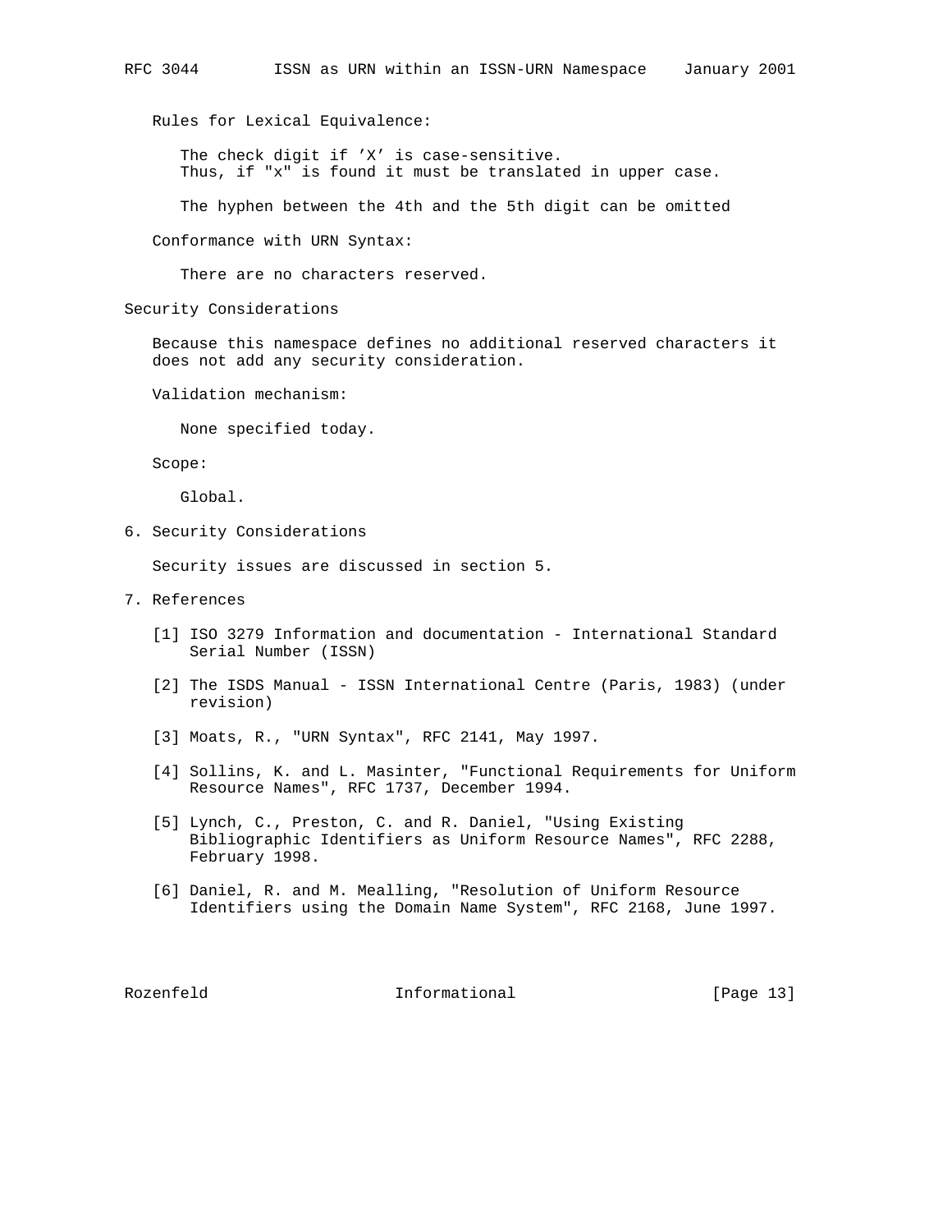Rules for Lexical Equivalence:

The check digit if 'X' is case-sensitive.
Thus, if "x" is found it must be translated in upper case.

The hyphen between the 4th and the 5th digit can be omitted

Conformance with URN Syntax:

There are no characters reserved.

Security Considerations

Because this namespace defines no additional reserved characters it does not add any security consideration.

Validation mechanism:

None specified today.

Scope:

Global.

## 6. Security Considerations

Security issues are discussed in section 5.

## 7. References

[1] ISO 3279 Information and documentation - International Standard Serial Number (ISSN)

[2] The ISDS Manual - ISSN International Centre (Paris, 1983) (under revision)

[3] Moats, R., "URN Syntax", RFC 2141, May 1997.

[4] Sollins, K. and L. Masinter, "Functional Requirements for Uniform Resource Names", RFC 1737, December 1994.

[5] Lynch, C., Preston, C. and R. Daniel, "Using Existing Bibliographic Identifiers as Uniform Resource Names", RFC 2288, February 1998.

[6] Daniel, R. and M. Mealling, "Resolution of Uniform Resource Identifiers using the Domain Name System", RFC 2168, June 1997.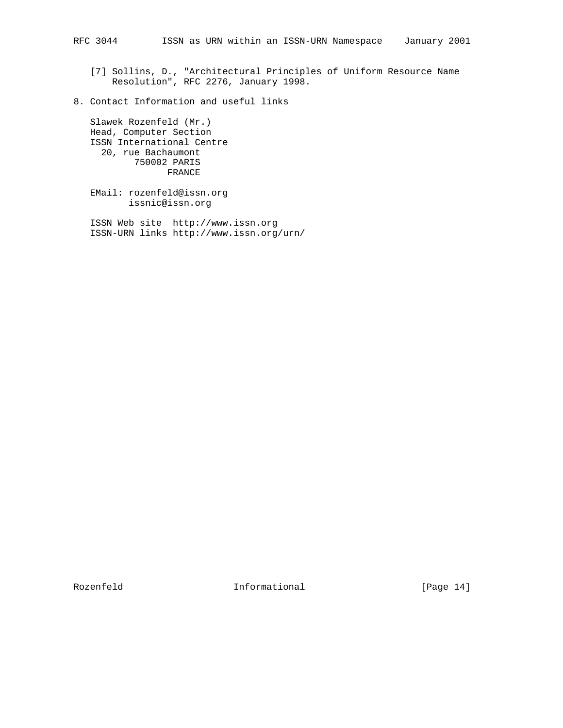[7] Sollins, D., "Architectural Principles of Uniform Resource Name Resolution", RFC 2276, January 1998.

## 8. Contact Information and useful links

Slawek Rozenfeld (Mr.)
Head, Computer Section
ISSN International Centre
20, rue Bachaumont
750002 PARIS
FRANCE

EMail: rozenfeld@issn.org
issnic@issn.org

ISSN Web site http://www.issn.org
ISSN-URN links http://www.issn.org/urn/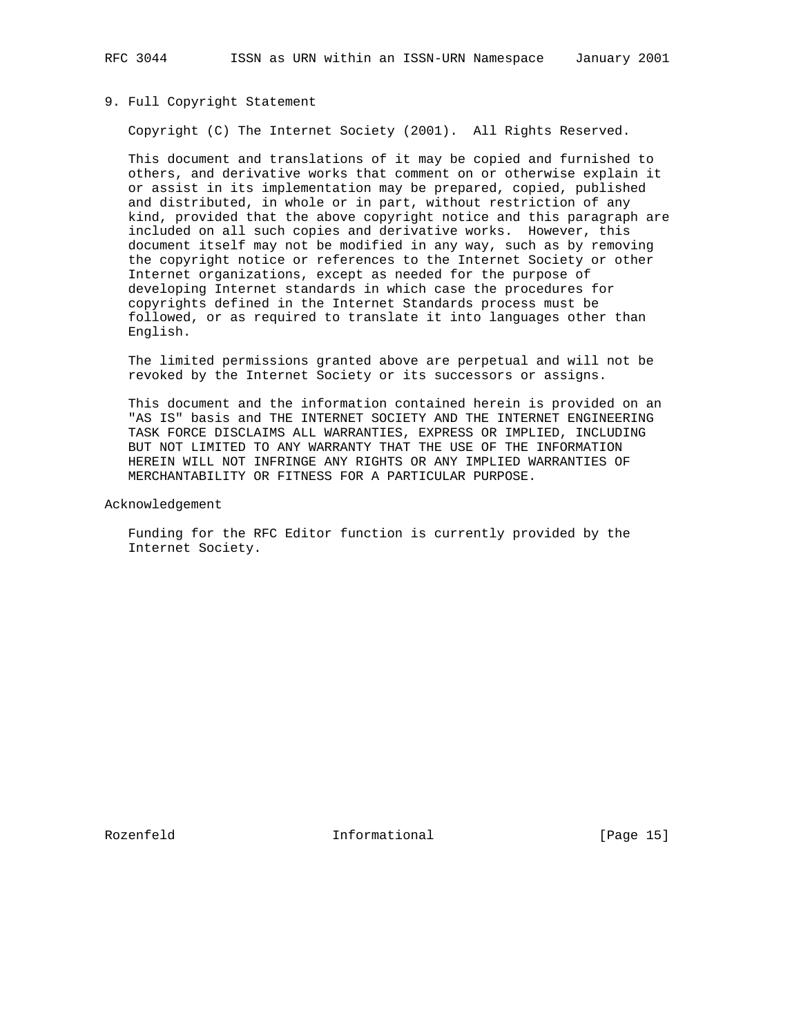## 9. Full Copyright Statement

Copyright (C) The Internet Society (2001). All Rights Reserved.

This document and translations of it may be copied and furnished to others, and derivative works that comment on or otherwise explain it or assist in its implementation may be prepared, copied, published and distributed, in whole or in part, without restriction of any kind, provided that the above copyright notice and this paragraph are included on all such copies and derivative works. However, this document itself may not be modified in any way, such as by removing the copyright notice or references to the Internet Society or other Internet organizations, except as needed for the purpose of developing Internet standards in which case the procedures for copyrights defined in the Internet Standards process must be followed, or as required to translate it into languages other than English.

The limited permissions granted above are perpetual and will not be revoked by the Internet Society or its successors or assigns.

This document and the information contained herein is provided on an "AS IS" basis and THE INTERNET SOCIETY AND THE INTERNET ENGINEERING TASK FORCE DISCLAIMS ALL WARRANTIES, EXPRESS OR IMPLIED, INCLUDING BUT NOT LIMITED TO ANY WARRANTY THAT THE USE OF THE INFORMATION HEREIN WILL NOT INFRINGE ANY RIGHTS OR ANY IMPLIED WARRANTIES OF MERCHANTABILITY OR FITNESS FOR A PARTICULAR PURPOSE.

## Acknowledgement

Funding for the RFC Editor function is currently provided by the Internet Society.